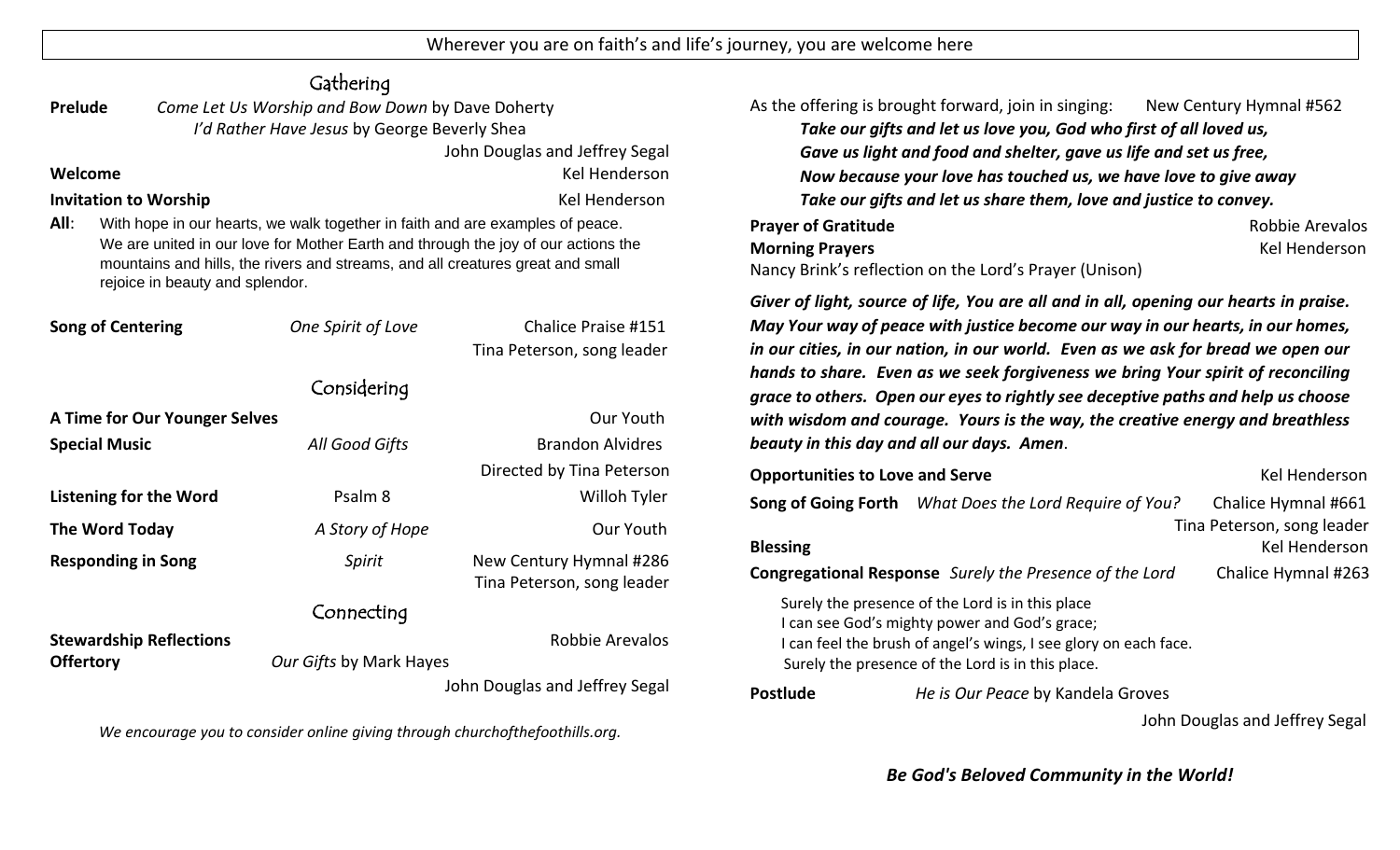Wherever you are on faith's and life's journey, you are welcome here

## Gathering

**Prelude** *Come Let Us Worship and Bow Down* by Dave Doherty
*I'd Rather Have Jesus* by George Beverly Shea
John Douglas and Jeffrey Segal

**Welcome** Kel Henderson

**Invitation to Worship** Kel Henderson

**All**: With hope in our hearts, we walk together in faith and are examples of peace. We are united in our love for Mother Earth and through the joy of our actions the mountains and hills, the rivers and streams, and all creatures great and small rejoice in beauty and splendor.

**Song of Centering** *One Spirit of Love* Chalice Praise #151
Tina Peterson, song leader

## Considering

**A Time for Our Younger Selves** Our Youth

**Special Music** *All Good Gifts* Brandon Alvidres
Directed by Tina Peterson

**Listening for the Word** Psalm 8 Willoh Tyler

**The Word Today** *A Story of Hope* Our Youth

**Responding in Song** *Spirit* New Century Hymnal #286
Tina Peterson, song leader

## Connecting

**Stewardship Reflections** Robbie Arevalos

**Offertory** *Our Gifts* by Mark Hayes
John Douglas and Jeffrey Segal

*We encourage you to consider online giving through churchofthefoothills.org.*

As the offering is brought forward, join in singing: New Century Hymnal #562

***Take our gifts and let us love you, God who first of all loved us,***
***Gave us light and food and shelter, gave us life and set us free,***
***Now because your love has touched us, we have love to give away***
***Take our gifts and let us share them, love and justice to convey.***

**Prayer of Gratitude** Robbie Arevalos

**Morning Prayers** Kel Henderson

Nancy Brink's reflection on the Lord's Prayer (Unison)

***Giver of light, source of life, You are all and in all, opening our hearts in praise. May Your way of peace with justice become our way in our hearts, in our homes, in our cities, in our nation, in our world. Even as we ask for bread we open our hands to share. Even as we seek forgiveness we bring Your spirit of reconciling grace to others. Open our eyes to rightly see deceptive paths and help us choose with wisdom and courage. Yours is the way, the creative energy and breathless beauty in this day and all our days. Amen.***

**Opportunities to Love and Serve** Kel Henderson

**Song of Going Forth** *What Does the Lord Require of You?* Chalice Hymnal #661
Tina Peterson, song leader

**Blessing** Kel Henderson

**Congregational Response** *Surely the Presence of the Lord* Chalice Hymnal #263

Surely the presence of the Lord is in this place
I can see God's mighty power and God's grace;
I can feel the brush of angel's wings, I see glory on each face.
Surely the presence of the Lord is in this place.

**Postlude** *He is Our Peace* by Kandela Groves
John Douglas and Jeffrey Segal

***Be God's Beloved Community in the World!***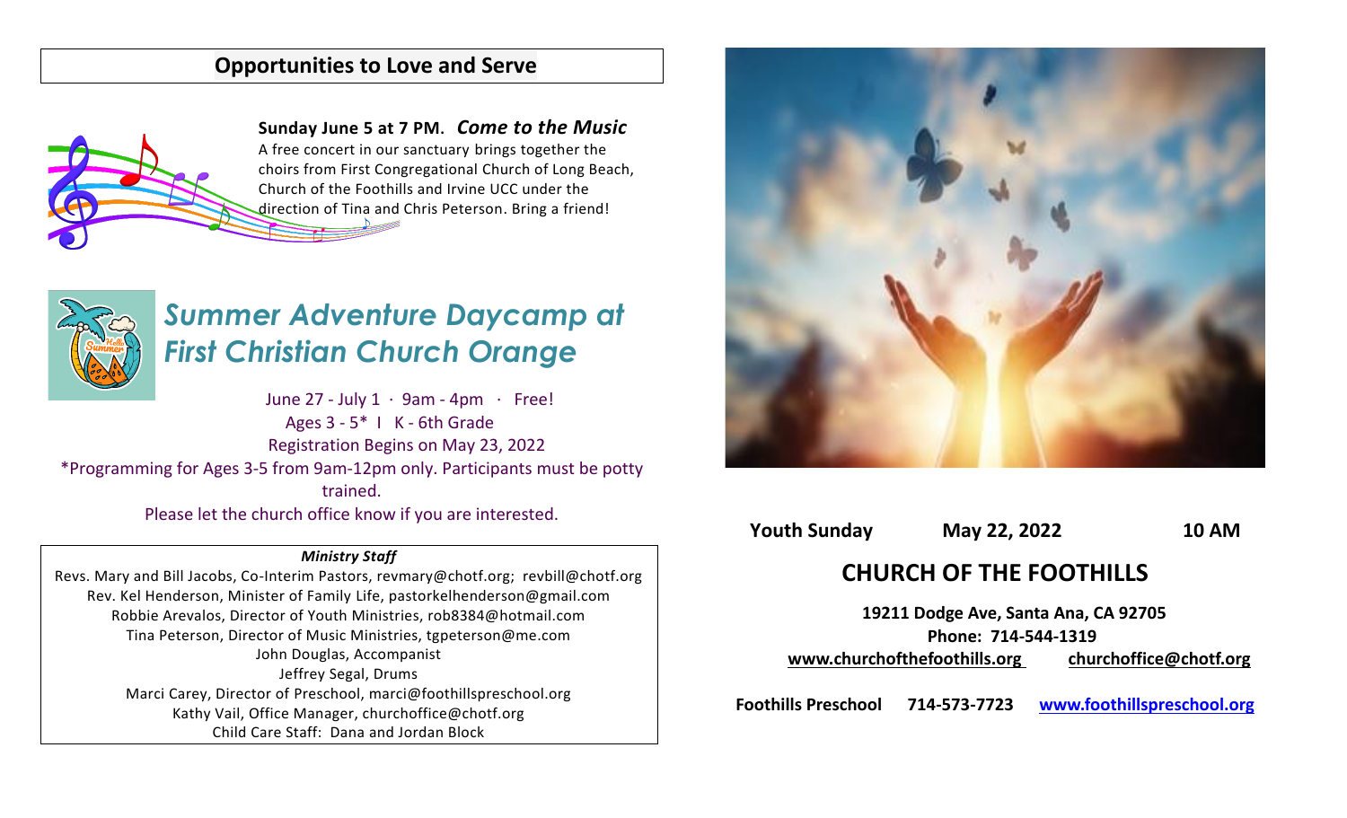## Opportunities to Love and Serve

**Sunday June 5 at 7 PM.** ***Come to the Music***

A free concert in our sanctuary brings together the choirs from First Congregational Church of Long Beach, Church of the Foothills and Irvine UCC under the direction of Tina and Chris Peterson. Bring a friend!

### *Summer Adventure Daycamp at First Christian Church Orange*

June 27 - July 1 · 9am - 4pm · Free!

Ages 3 - 5* I K - 6th Grade

Registration Begins on May 23, 2022

*Programming for Ages 3-5 from 9am-12pm only. Participants must be potty trained.

Please let the church office know if you are interested.

***Ministry Staff***

Revs. Mary and Bill Jacobs, Co-Interim Pastors, revmary@chotf.org; revbill@chotf.org
Rev. Kel Henderson, Minister of Family Life, pastorkelhenderson@gmail.com
Robbie Arevalos, Director of Youth Ministries, rob8384@hotmail.com
Tina Peterson, Director of Music Ministries, tgpeterson@me.com
John Douglas, Accompanist
Jeffrey Segal, Drums
Marci Carey, Director of Preschool, marci@foothillspreschool.org
Kathy Vail, Office Manager, churchoffice@chotf.org
Child Care Staff: Dana and Jordan Block

**Youth Sunday     May 22, 2022     10 AM**

# CHURCH OF THE FOOTHILLS

**19211 Dodge Ave, Santa Ana, CA 92705**
**Phone: 714-544-1319**
**www.churchofthefoothills.org     churchoffice@chotf.org**

**Foothills Preschool     714-573-7723     www.foothillspreschool.org**